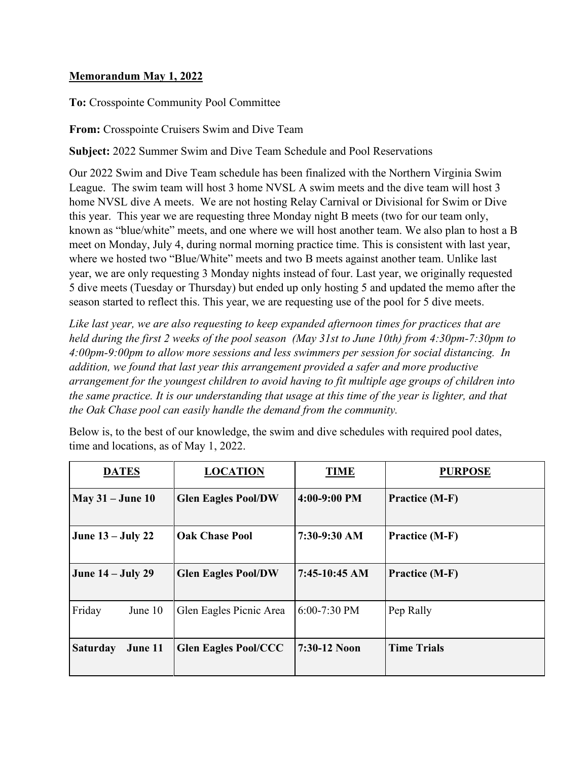**Memorandum May 1, 2022**

**To:** Crosspointe Community Pool Committee

**From:** Crosspointe Cruisers Swim and Dive Team

**Subject:** 2022 Summer Swim and Dive Team Schedule and Pool Reservations

Our 2022 Swim and Dive Team schedule has been finalized with the Northern Virginia Swim League. The swim team will host 3 home NVSL A swim meets and the dive team will host 3 home NVSL dive A meets. We are not hosting Relay Carnival or Divisional for Swim or Dive this year. This year we are requesting three Monday night B meets (two for our team only, known as "blue/white" meets, and one where we will host another team. We also plan to host a B meet on Monday, July 4, during normal morning practice time. This is consistent with last year, where we hosted two "Blue/White" meets and two B meets against another team. Unlike last year, we are only requesting 3 Monday nights instead of four. Last year, we originally requested 5 dive meets (Tuesday or Thursday) but ended up only hosting 5 and updated the memo after the season started to reflect this. This year, we are requesting use of the pool for 5 dive meets.

*Like last year, we are also requesting to keep expanded afternoon times for practices that are held during the first 2 weeks of the pool season (May 31st to June 10th) from 4:30pm-7:30pm to 4:00pm-9:00pm to allow more sessions and less swimmers per session for social distancing. In addition, we found that last year this arrangement provided a safer and more productive arrangement for the youngest children to avoid having to fit multiple age groups of children into the same practice. It is our understanding that usage at this time of the year is lighter, and that the Oak Chase pool can easily handle the demand from the community.*

Below is, to the best of our knowledge, the swim and dive schedules with required pool dates, time and locations, as of May 1, 2022.

| **DATES** | **LOCATION** | **TIME** | **PURPOSE** |
|---|---|---|---|
| **May 31 – June 10** | **Glen Eagles Pool/DW** | **4:00-9:00 PM** | **Practice (M-F)** |
| **June 13 – July 22** | **Oak Chase Pool** | **7:30-9:30 AM** | **Practice (M-F)** |
| **June 14 – July 29** | **Glen Eagles Pool/DW** | **7:45-10:45 AM** | **Practice (M-F)** |
| Friday June 10 | Glen Eagles Picnic Area | 6:00-7:30 PM | Pep Rally |
| **Saturday June 11** | **Glen Eagles Pool/CCC** | **7:30-12 Noon** | **Time Trials** |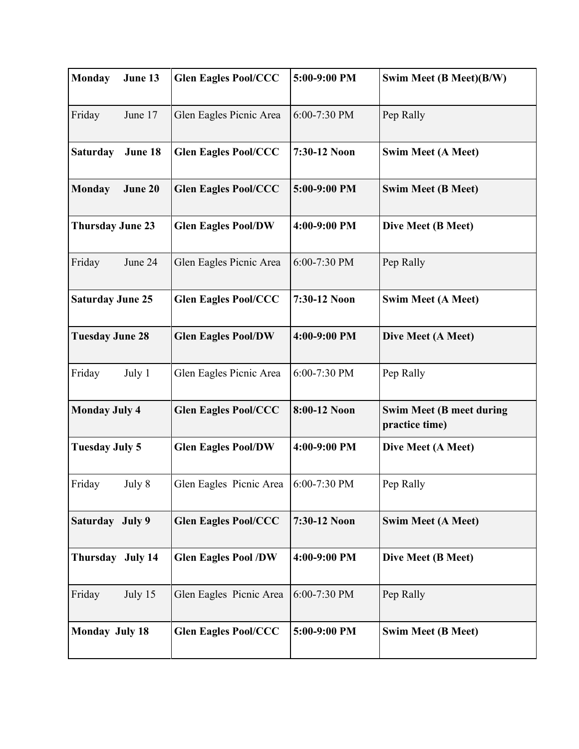| **Monday June 13** | **Glen Eagles Pool/CCC** | **5:00-9:00 PM** | **Swim Meet (B Meet)(B/W)** |
|---|---|---|---|
| Friday June 17 | Glen Eagles Picnic Area | 6:00-7:30 PM | Pep Rally |
| **Saturday June 18** | **Glen Eagles Pool/CCC** | **7:30-12 Noon** | **Swim Meet (A Meet)** |
| **Monday June 20** | **Glen Eagles Pool/CCC** | **5:00-9:00 PM** | **Swim Meet (B Meet)** |
| **Thursday June 23** | **Glen Eagles Pool/DW** | **4:00-9:00 PM** | **Dive Meet (B Meet)** |
| Friday June 24 | Glen Eagles Picnic Area | 6:00-7:30 PM | Pep Rally |
| **Saturday June 25** | **Glen Eagles Pool/CCC** | **7:30-12 Noon** | **Swim Meet (A Meet)** |
| **Tuesday June 28** | **Glen Eagles Pool/DW** | **4:00-9:00 PM** | **Dive Meet (A Meet)** |
| Friday July 1 | Glen Eagles Picnic Area | 6:00-7:30 PM | Pep Rally |
| **Monday July 4** | **Glen Eagles Pool/CCC** | **8:00-12 Noon** | **Swim Meet (B meet during practice time)** |
| **Tuesday July 5** | **Glen Eagles Pool/DW** | **4:00-9:00 PM** | **Dive Meet (A Meet)** |
| Friday July 8 | Glen Eagles Picnic Area | 6:00-7:30 PM | Pep Rally |
| **Saturday July 9** | **Glen Eagles Pool/CCC** | **7:30-12 Noon** | **Swim Meet (A Meet)** |
| **Thursday July 14** | **Glen Eagles Pool /DW** | **4:00-9:00 PM** | **Dive Meet (B Meet)** |
| Friday July 15 | Glen Eagles Picnic Area | 6:00-7:30 PM | Pep Rally |
| **Monday July 18** | **Glen Eagles Pool/CCC** | **5:00-9:00 PM** | **Swim Meet (B Meet)** |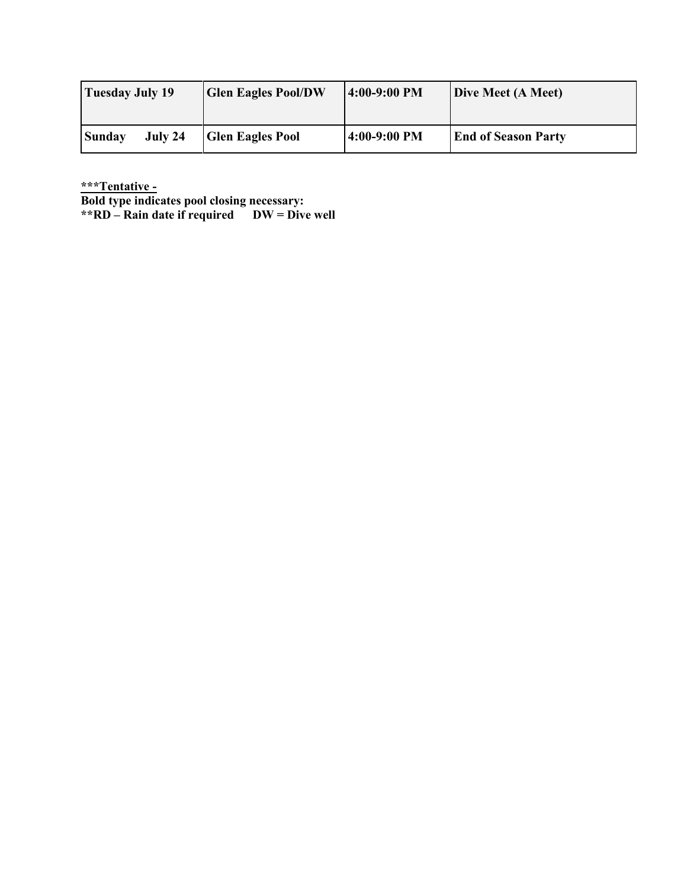| | | | |
|---|---|---|---|
| **Tuesday July 19** | **Glen Eagles Pool/DW** | **4:00-9:00 PM** | **Dive Meet (A Meet)** |
| **Sunday July 24** | **Glen Eagles Pool** | **4:00-9:00 PM** | **End of Season Party** |

**<u>***Tentative -</u>**

**Bold type indicates pool closing necessary:**

****RD – Rain date if required DW = Dive well**